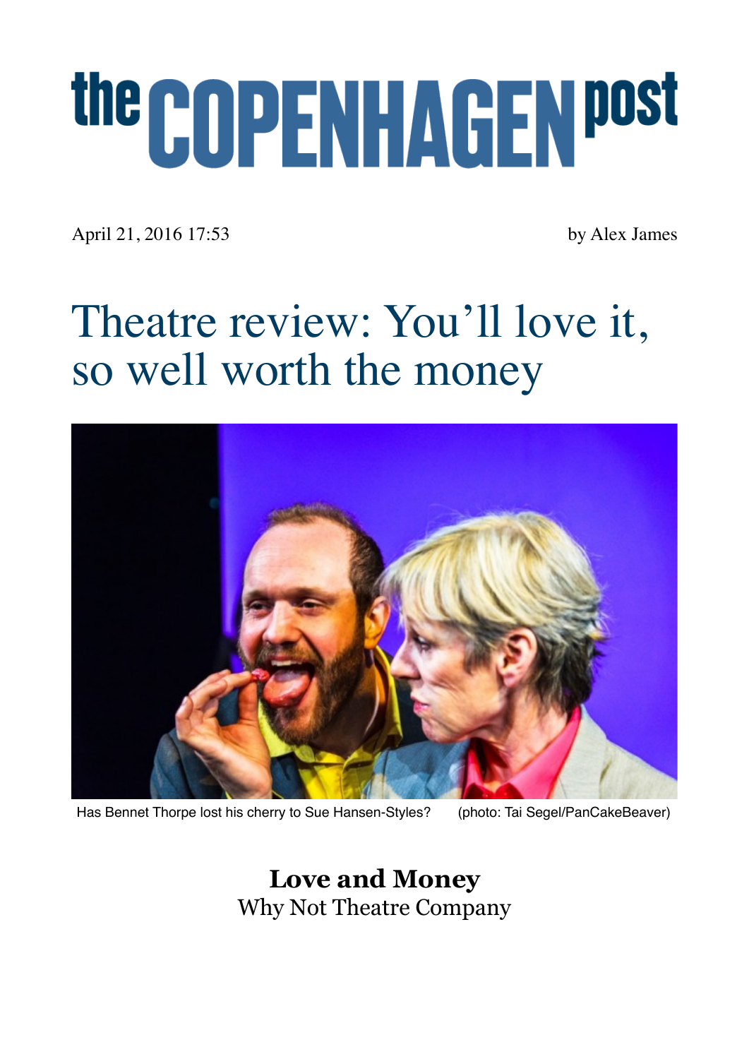# the COPENHAGEN post

April 21, 2016 17:53

by Alex James

# Theatre review: You'll love it, so well worth the money

Has Bennet Thorpe lost his cherry to Sue Hansen-Styles? (photo: Tai Segel/PanCakeBeaver)

**Love and Money**
Why Not Theatre Company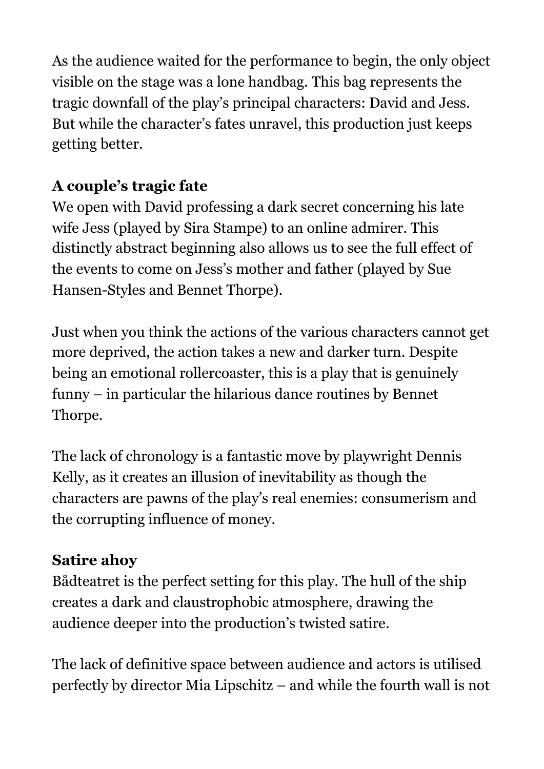As the audience waited for the performance to begin, the only object visible on the stage was a lone handbag. This bag represents the tragic downfall of the play's principal characters: David and Jess. But while the character's fates unravel, this production just keeps getting better.

**A couple's tragic fate**

We open with David professing a dark secret concerning his late wife Jess (played by Sira Stampe) to an online admirer. This distinctly abstract beginning also allows us to see the full effect of the events to come on Jess's mother and father (played by Sue Hansen-Styles and Bennet Thorpe).

Just when you think the actions of the various characters cannot get more deprived, the action takes a new and darker turn. Despite being an emotional rollercoaster, this is a play that is genuinely funny – in particular the hilarious dance routines by Bennet Thorpe.

The lack of chronology is a fantastic move by playwright Dennis Kelly, as it creates an illusion of inevitability as though the characters are pawns of the play's real enemies: consumerism and the corrupting influence of money.

**Satire ahoy**

Bådteatret is the perfect setting for this play. The hull of the ship creates a dark and claustrophobic atmosphere, drawing the audience deeper into the production's twisted satire.

The lack of definitive space between audience and actors is utilised perfectly by director Mia Lipschitz – and while the fourth wall is not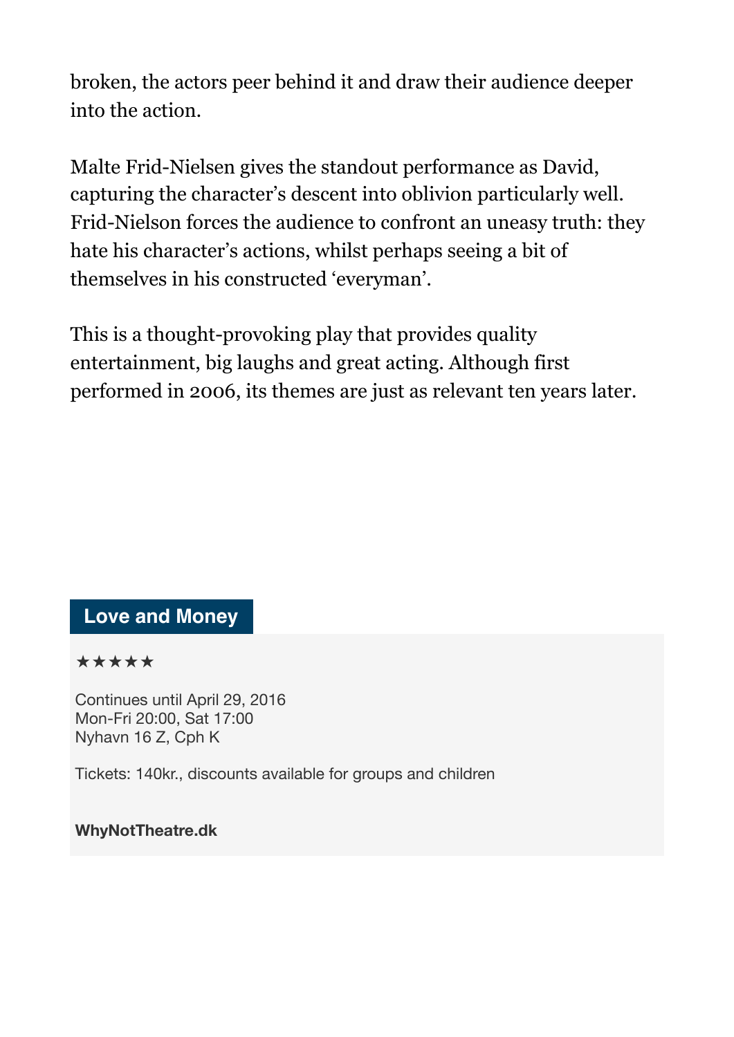broken, the actors peer behind it and draw their audience deeper into the action.

Malte Frid-Nielsen gives the standout performance as David, capturing the character's descent into oblivion particularly well. Frid-Nielson forces the audience to confront an uneasy truth: they hate his character's actions, whilst perhaps seeing a bit of themselves in his constructed 'everyman'.

This is a thought-provoking play that provides quality entertainment, big laughs and great acting. Although first performed in 2006, its themes are just as relevant ten years later.

### Love and Money

★★★★★

Continues until April 29, 2016
Mon-Fri 20:00, Sat 17:00
Nyhavn 16 Z, Cph K

Tickets: 140kr., discounts available for groups and children

**WhyNotTheatre.dk**